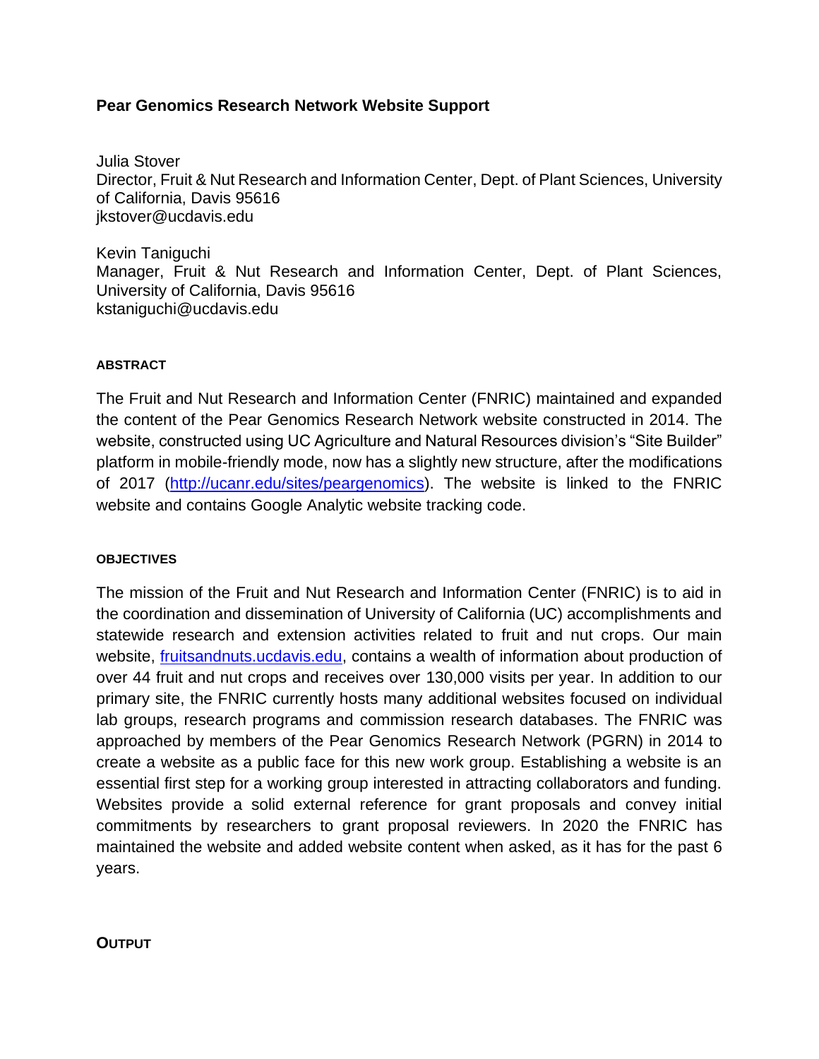# Pear Genomics Research Network Website Support

Julia Stover
Director, Fruit & Nut Research and Information Center, Dept. of Plant Sciences, University of California, Davis 95616
jkstover@ucdavis.edu

Kevin Taniguchi
Manager, Fruit & Nut Research and Information Center, Dept. of Plant Sciences, University of California, Davis 95616
kstaniguchi@ucdavis.edu

## ABSTRACT

The Fruit and Nut Research and Information Center (FNRIC) maintained and expanded the content of the Pear Genomics Research Network website constructed in 2014. The website, constructed using UC Agriculture and Natural Resources division's "Site Builder" platform in mobile-friendly mode, now has a slightly new structure, after the modifications of 2017 ([http://ucanr.edu/sites/peargenomics](http://ucanr.edu/sites/peargenomics)). The website is linked to the FNRIC website and contains Google Analytic website tracking code.

## OBJECTIVES

The mission of the Fruit and Nut Research and Information Center (FNRIC) is to aid in the coordination and dissemination of University of California (UC) accomplishments and statewide research and extension activities related to fruit and nut crops. Our main website, [fruitsandnuts.ucdavis.edu](http://fruitsandnuts.ucdavis.edu), contains a wealth of information about production of over 44 fruit and nut crops and receives over 130,000 visits per year. In addition to our primary site, the FNRIC currently hosts many additional websites focused on individual lab groups, research programs and commission research databases. The FNRIC was approached by members of the Pear Genomics Research Network (PGRN) in 2014 to create a website as a public face for this new work group. Establishing a website is an essential first step for a working group interested in attracting collaborators and funding. Websites provide a solid external reference for grant proposals and convey initial commitments by researchers to grant proposal reviewers. In 2020 the FNRIC has maintained the website and added website content when asked, as it has for the past 6 years.

## OUTPUT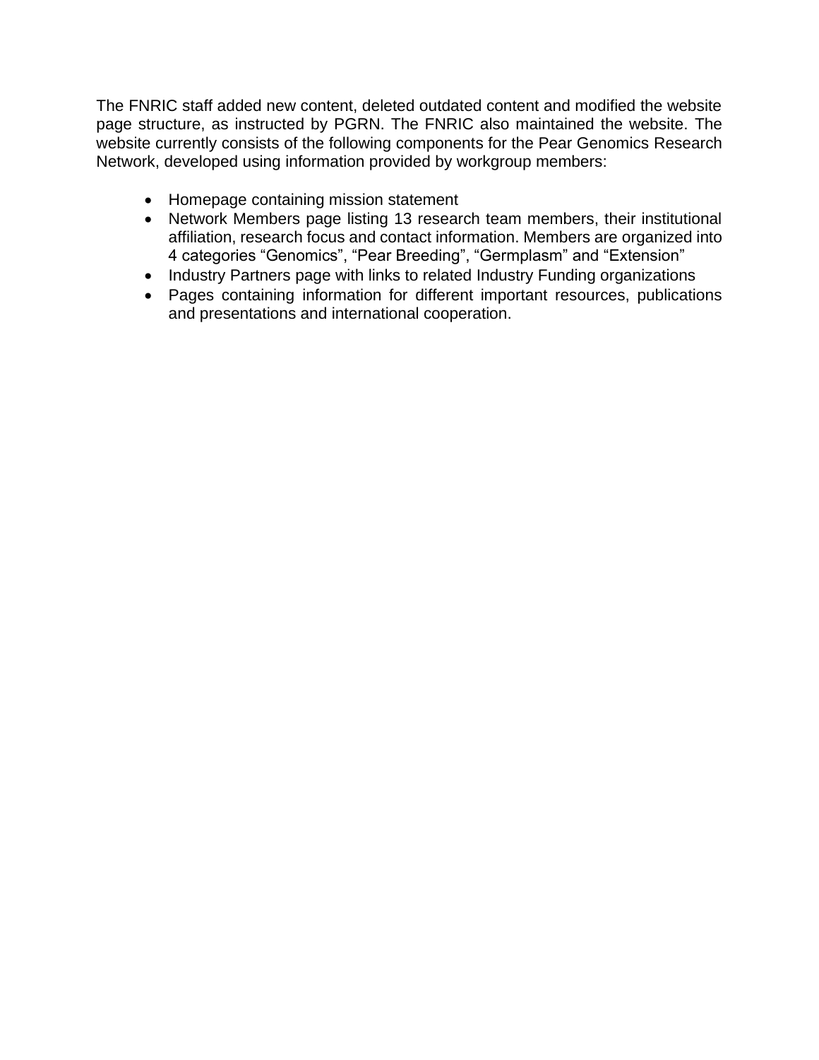The FNRIC staff added new content, deleted outdated content and modified the website page structure, as instructed by PGRN. The FNRIC also maintained the website. The website currently consists of the following components for the Pear Genomics Research Network, developed using information provided by workgroup members:

- Homepage containing mission statement
- Network Members page listing 13 research team members, their institutional affiliation, research focus and contact information. Members are organized into 4 categories “Genomics”, “Pear Breeding”, “Germplasm” and “Extension”
- Industry Partners page with links to related Industry Funding organizations
- Pages containing information for different important resources, publications and presentations and international cooperation.